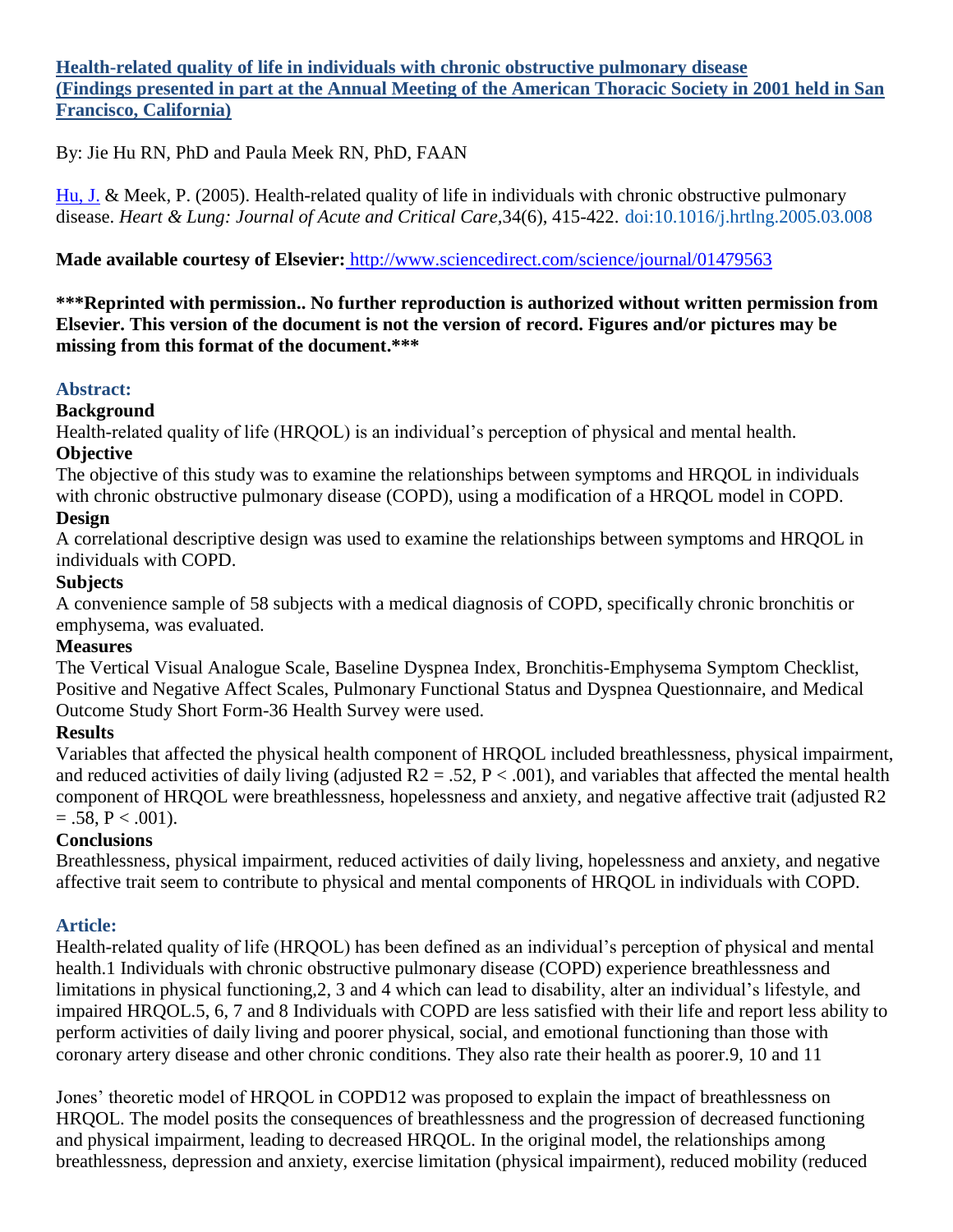**Health-related quality of life in individuals with chronic obstructive pulmonary disease (Findings presented in part at the Annual Meeting of the American Thoracic Society in 2001 held in San Francisco, California)**

By: Jie Hu RN, PhD and Paula Meek RN, PhD, FAAN

Hu, J. & Meek, P. (2005). Health-related quality of life in individuals with chronic obstructive pulmonary disease. *Heart & Lung: Journal of Acute and Critical Care,*34(6), 415-422. doi:10.1016/j.hrtlng.2005.03.008

**Made available courtesy of Elsevier:** http://www.sciencedirect.com/science/journal/01479563

**\*\*\*Reprinted with permission.. No further reproduction is authorized without written permission from Elsevier. This version of the document is not the version of record. Figures and/or pictures may be missing from this format of the document.\*\*\***

## Abstract:

### Background

Health-related quality of life (HRQOL) is an individual's perception of physical and mental health.

### Objective

The objective of this study was to examine the relationships between symptoms and HRQOL in individuals with chronic obstructive pulmonary disease (COPD), using a modification of a HRQOL model in COPD.

### Design

A correlational descriptive design was used to examine the relationships between symptoms and HRQOL in individuals with COPD.

### Subjects

A convenience sample of 58 subjects with a medical diagnosis of COPD, specifically chronic bronchitis or emphysema, was evaluated.

### Measures

The Vertical Visual Analogue Scale, Baseline Dyspnea Index, Bronchitis-Emphysema Symptom Checklist, Positive and Negative Affect Scales, Pulmonary Functional Status and Dyspnea Questionnaire, and Medical Outcome Study Short Form-36 Health Survey were used.

### Results

Variables that affected the physical health component of HRQOL included breathlessness, physical impairment, and reduced activities of daily living (adjusted $R^2 = .52$, $P < .001$), and variables that affected the mental health component of HRQOL were breathlessness, hopelessness and anxiety, and negative affective trait (adjusted $R^2 = .58$, $P < .001$).

### Conclusions

Breathlessness, physical impairment, reduced activities of daily living, hopelessness and anxiety, and negative affective trait seem to contribute to physical and mental components of HRQOL in individuals with COPD.

## Article:

Health-related quality of life (HRQOL) has been defined as an individual's perception of physical and mental health.[1] Individuals with chronic obstructive pulmonary disease (COPD) experience breathlessness and limitations in physical functioning,[2, 3 and 4] which can lead to disability, alter an individual's lifestyle, and impaired HRQOL.[5, 6, 7 and 8] Individuals with COPD are less satisfied with their life and report less ability to perform activities of daily living and poorer physical, social, and emotional functioning than those with coronary artery disease and other chronic conditions. They also rate their health as poorer.[9, 10 and 11]

Jones' theoretic model of HRQOL in COPD[12] was proposed to explain the impact of breathlessness on HRQOL. The model posits the consequences of breathlessness and the progression of decreased functioning and physical impairment, leading to decreased HRQOL. In the original model, the relationships among breathlessness, depression and anxiety, exercise limitation (physical impairment), reduced mobility (reduced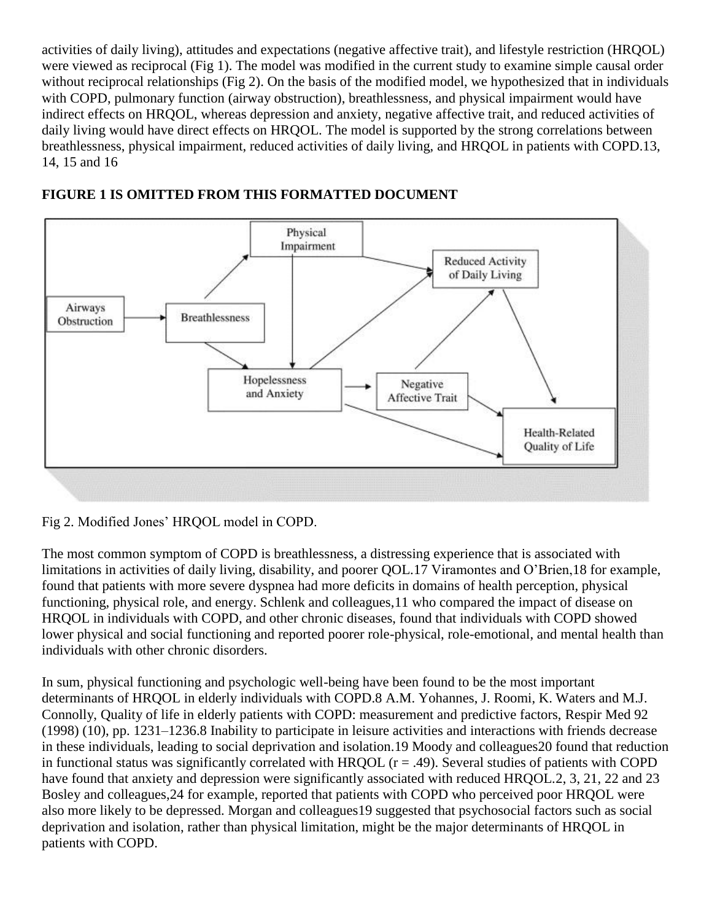activities of daily living), attitudes and expectations (negative affective trait), and lifestyle restriction (HRQOL) were viewed as reciprocal (Fig 1). The model was modified in the current study to examine simple causal order without reciprocal relationships (Fig 2). On the basis of the modified model, we hypothesized that in individuals with COPD, pulmonary function (airway obstruction), breathlessness, and physical impairment would have indirect effects on HRQOL, whereas depression and anxiety, negative affective trait, and reduced activities of daily living would have direct effects on HRQOL. The model is supported by the strong correlations between breathlessness, physical impairment, reduced activities of daily living, and HRQOL in patients with COPD.13, 14, 15 and 16

**FIGURE 1 IS OMITTED FROM THIS FORMATTED DOCUMENT**

Fig 2. Modified Jones' HRQOL model in COPD.

The most common symptom of COPD is breathlessness, a distressing experience that is associated with limitations in activities of daily living, disability, and poorer QOL.17 Viramontes and O'Brien,18 for example, found that patients with more severe dyspnea had more deficits in domains of health perception, physical functioning, physical role, and energy. Schlenk and colleagues,11 who compared the impact of disease on HRQOL in individuals with COPD, and other chronic diseases, found that individuals with COPD showed lower physical and social functioning and reported poorer role-physical, role-emotional, and mental health than individuals with other chronic disorders.

In sum, physical functioning and psychologic well-being have been found to be the most important determinants of HRQOL in elderly individuals with COPD.8 A.M. Yohannes, J. Roomi, K. Waters and M.J. Connolly, Quality of life in elderly patients with COPD: measurement and predictive factors, Respir Med 92 (1998) (10), pp. 1231–1236.8 Inability to participate in leisure activities and interactions with friends decrease in these individuals, leading to social deprivation and isolation.19 Moody and colleagues20 found that reduction in functional status was significantly correlated with HRQOL ($r = .49$). Several studies of patients with COPD have found that anxiety and depression were significantly associated with reduced HRQOL.2, 3, 21, 22 and 23 Bosley and colleagues,24 for example, reported that patients with COPD who perceived poor HRQOL were also more likely to be depressed. Morgan and colleagues19 suggested that psychosocial factors such as social deprivation and isolation, rather than physical limitation, might be the major determinants of HRQOL in patients with COPD.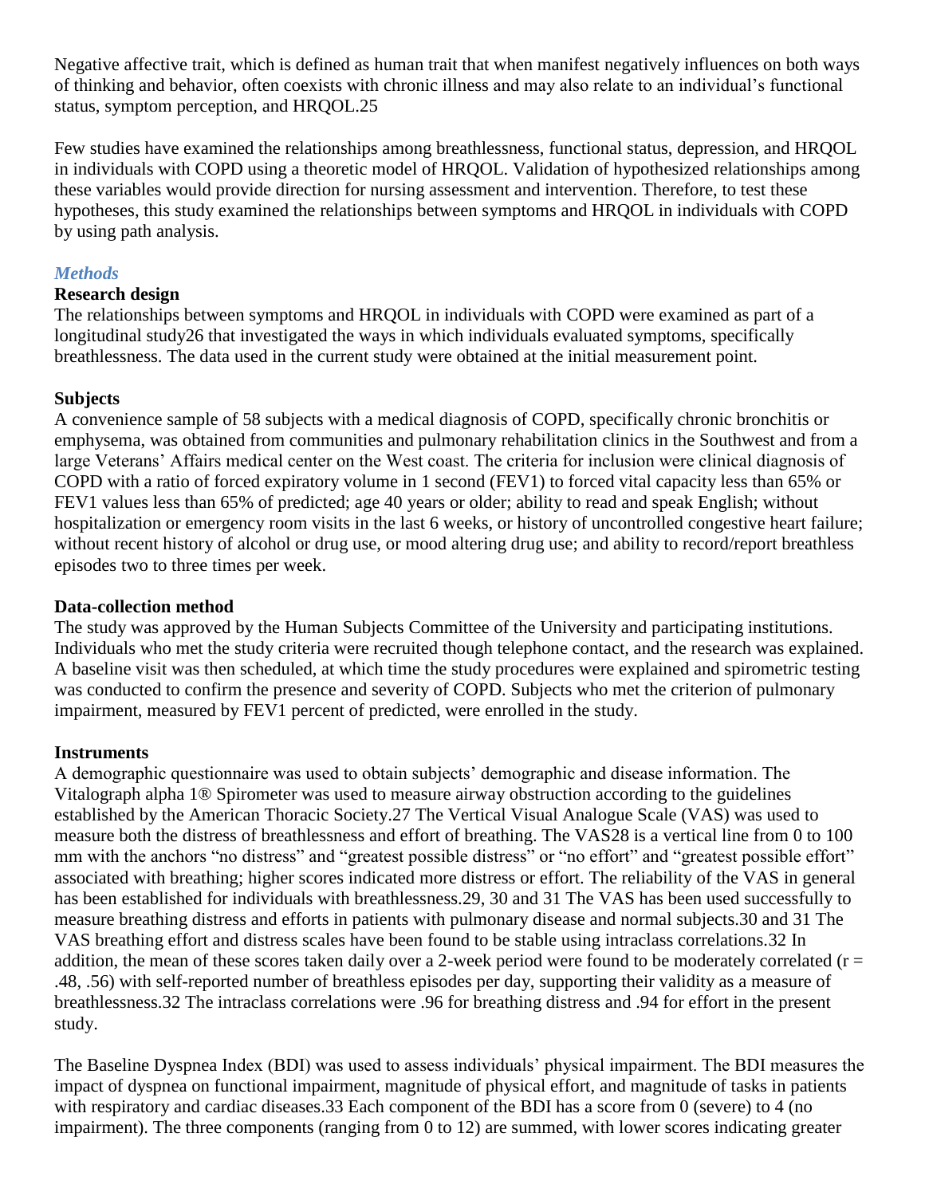Negative affective trait, which is defined as human trait that when manifest negatively influences on both ways of thinking and behavior, often coexists with chronic illness and may also relate to an individual's functional status, symptom perception, and HRQOL.[25]

Few studies have examined the relationships among breathlessness, functional status, depression, and HRQOL in individuals with COPD using a theoretic model of HRQOL. Validation of hypothesized relationships among these variables would provide direction for nursing assessment and intervention. Therefore, to test these hypotheses, this study examined the relationships between symptoms and HRQOL in individuals with COPD by using path analysis.

## *Methods*

### Research design

The relationships between symptoms and HRQOL in individuals with COPD were examined as part of a longitudinal study[26] that investigated the ways in which individuals evaluated symptoms, specifically breathlessness. The data used in the current study were obtained at the initial measurement point.

### Subjects

A convenience sample of 58 subjects with a medical diagnosis of COPD, specifically chronic bronchitis or emphysema, was obtained from communities and pulmonary rehabilitation clinics in the Southwest and from a large Veterans' Affairs medical center on the West coast. The criteria for inclusion were clinical diagnosis of COPD with a ratio of forced expiratory volume in 1 second (FEV1) to forced vital capacity less than 65% or FEV1 values less than 65% of predicted; age 40 years or older; ability to read and speak English; without hospitalization or emergency room visits in the last 6 weeks, or history of uncontrolled congestive heart failure; without recent history of alcohol or drug use, or mood altering drug use; and ability to record/report breathless episodes two to three times per week.

### Data-collection method

The study was approved by the Human Subjects Committee of the University and participating institutions. Individuals who met the study criteria were recruited though telephone contact, and the research was explained. A baseline visit was then scheduled, at which time the study procedures were explained and spirometric testing was conducted to confirm the presence and severity of COPD. Subjects who met the criterion of pulmonary impairment, measured by FEV1 percent of predicted, were enrolled in the study.

### Instruments

A demographic questionnaire was used to obtain subjects' demographic and disease information. The Vitalograph alpha 1® Spirometer was used to measure airway obstruction according to the guidelines established by the American Thoracic Society.[27] The Vertical Visual Analogue Scale (VAS) was used to measure both the distress of breathlessness and effort of breathing. The VAS[28] is a vertical line from 0 to 100 mm with the anchors "no distress" and "greatest possible distress" or "no effort" and "greatest possible effort" associated with breathing; higher scores indicated more distress or effort. The reliability of the VAS in general has been established for individuals with breathlessness.[29, 30 and 31] The VAS has been used successfully to measure breathing distress and efforts in patients with pulmonary disease and normal subjects.[30 and 31] The VAS breathing effort and distress scales have been found to be stable using intraclass correlations.[32] In addition, the mean of these scores taken daily over a 2-week period were found to be moderately correlated ($r = .48, .56$) with self-reported number of breathless episodes per day, supporting their validity as a measure of breathlessness.[32] The intraclass correlations were .96 for breathing distress and .94 for effort in the present study.

The Baseline Dyspnea Index (BDI) was used to assess individuals' physical impairment. The BDI measures the impact of dyspnea on functional impairment, magnitude of physical effort, and magnitude of tasks in patients with respiratory and cardiac diseases.[33] Each component of the BDI has a score from 0 (severe) to 4 (no impairment). The three components (ranging from 0 to 12) are summed, with lower scores indicating greater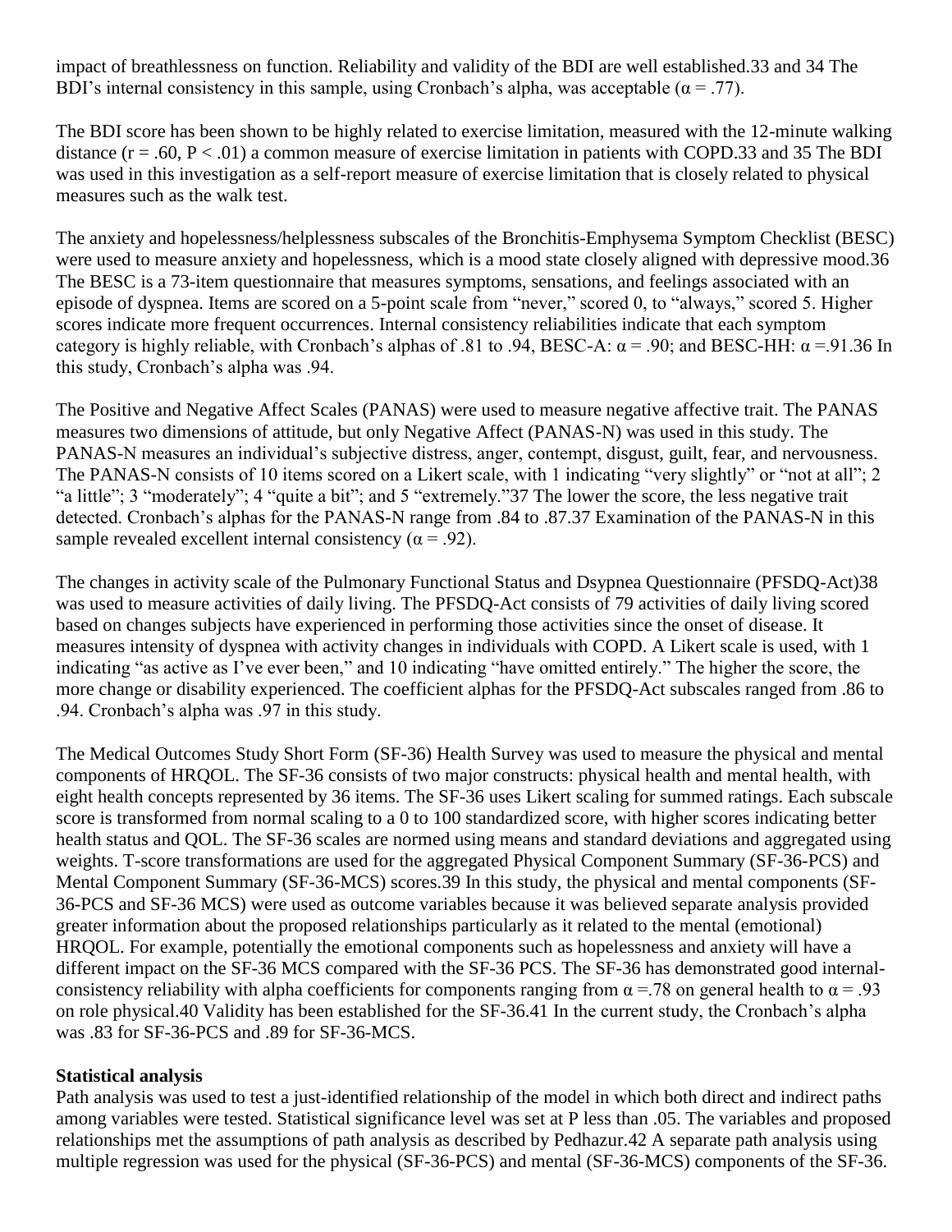impact of breathlessness on function. Reliability and validity of the BDI are well established.[33 and 34] The BDI's internal consistency in this sample, using Cronbach's alpha, was acceptable ($\alpha = .77$).

The BDI score has been shown to be highly related to exercise limitation, measured with the 12-minute walking distance ($r = .60$, $P < .01$) a common measure of exercise limitation in patients with COPD.[33 and 35] The BDI was used in this investigation as a self-report measure of exercise limitation that is closely related to physical measures such as the walk test.

The anxiety and hopelessness/helplessness subscales of the Bronchitis-Emphysema Symptom Checklist (BESC) were used to measure anxiety and hopelessness, which is a mood state closely aligned with depressive mood.[36] The BESC is a 73-item questionnaire that measures symptoms, sensations, and feelings associated with an episode of dyspnea. Items are scored on a 5-point scale from "never," scored 0, to "always," scored 5. Higher scores indicate more frequent occurrences. Internal consistency reliabilities indicate that each symptom category is highly reliable, with Cronbach's alphas of .81 to .94, BESC-A: $\alpha = .90$; and BESC-HH: $\alpha = .91$.[36] In this study, Cronbach's alpha was .94.

The Positive and Negative Affect Scales (PANAS) were used to measure negative affective trait. The PANAS measures two dimensions of attitude, but only Negative Affect (PANAS-N) was used in this study. The PANAS-N measures an individual's subjective distress, anger, contempt, disgust, guilt, fear, and nervousness. The PANAS-N consists of 10 items scored on a Likert scale, with 1 indicating "very slightly" or "not at all"; 2 "a little"; 3 "moderately"; 4 "quite a bit"; and 5 "extremely."[37] The lower the score, the less negative trait detected. Cronbach's alphas for the PANAS-N range from .84 to .87.[37] Examination of the PANAS-N in this sample revealed excellent internal consistency ($\alpha = .92$).

The changes in activity scale of the Pulmonary Functional Status and Dsypnea Questionnaire (PFSDQ-Act)[38] was used to measure activities of daily living. The PFSDQ-Act consists of 79 activities of daily living scored based on changes subjects have experienced in performing those activities since the onset of disease. It measures intensity of dyspnea with activity changes in individuals with COPD. A Likert scale is used, with 1 indicating "as active as I've ever been," and 10 indicating "have omitted entirely." The higher the score, the more change or disability experienced. The coefficient alphas for the PFSDQ-Act subscales ranged from .86 to .94. Cronbach's alpha was .97 in this study.

The Medical Outcomes Study Short Form (SF-36) Health Survey was used to measure the physical and mental components of HRQOL. The SF-36 consists of two major constructs: physical health and mental health, with eight health concepts represented by 36 items. The SF-36 uses Likert scaling for summed ratings. Each subscale score is transformed from normal scaling to a 0 to 100 standardized score, with higher scores indicating better health status and QOL. The SF-36 scales are normed using means and standard deviations and aggregated using weights. T-score transformations are used for the aggregated Physical Component Summary (SF-36-PCS) and Mental Component Summary (SF-36-MCS) scores.[39] In this study, the physical and mental components (SF-36-PCS and SF-36 MCS) were used as outcome variables because it was believed separate analysis provided greater information about the proposed relationships particularly as it related to the mental (emotional) HRQOL. For example, potentially the emotional components such as hopelessness and anxiety will have a different impact on the SF-36 MCS compared with the SF-36 PCS. The SF-36 has demonstrated good internal-consistency reliability with alpha coefficients for components ranging from $\alpha = .78$ on general health to $\alpha = .93$ on role physical.[40] Validity has been established for the SF-36.[41] In the current study, the Cronbach's alpha was .83 for SF-36-PCS and .89 for SF-36-MCS.

### Statistical analysis

Path analysis was used to test a just-identified relationship of the model in which both direct and indirect paths among variables were tested. Statistical significance level was set at P less than .05. The variables and proposed relationships met the assumptions of path analysis as described by Pedhazur.[42] A separate path analysis using multiple regression was used for the physical (SF-36-PCS) and mental (SF-36-MCS) components of the SF-36.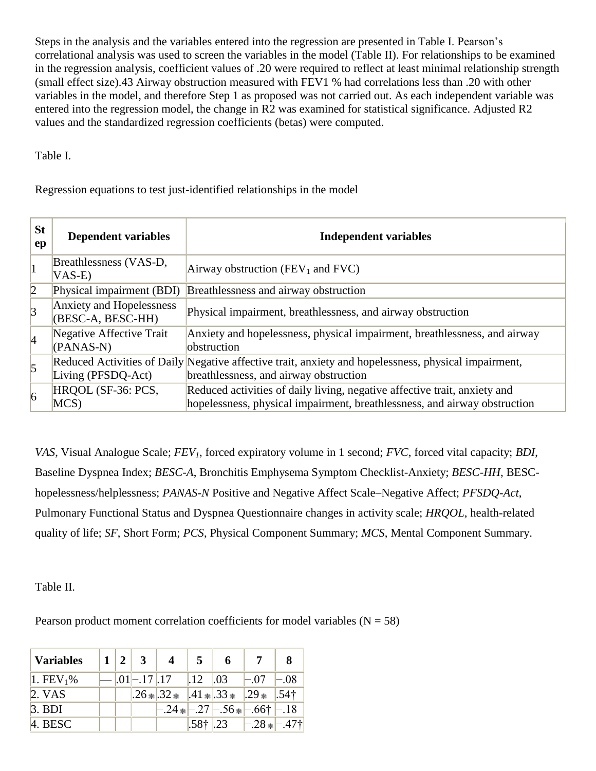Steps in the analysis and the variables entered into the regression are presented in Table I. Pearson's correlational analysis was used to screen the variables in the model (Table II). For relationships to be examined in the regression analysis, coefficient values of .20 were required to reflect at least minimal relationship strength (small effect size).43 Airway obstruction measured with FEV1 % had correlations less than .20 with other variables in the model, and therefore Step 1 as proposed was not carried out. As each independent variable was entered into the regression model, the change in R2 was examined for statistical significance. Adjusted R2 values and the standardized regression coefficients (betas) were computed.

Table I.

Regression equations to test just-identified relationships in the model

| Step | Dependent variables | Independent variables |
|---|---|---|
| 1 | Breathlessness (VAS-D, VAS-E) | Airway obstruction ($FEV_1$ and FVC) |
| 2 | Physical impairment (BDI) | Breathlessness and airway obstruction |
| 3 | Anxiety and Hopelessness (BESC-A, BESC-HH) | Physical impairment, breathlessness, and airway obstruction |
| 4 | Negative Affective Trait (PANAS-N) | Anxiety and hopelessness, physical impairment, breathlessness, and airway obstruction |
| 5 | Reduced Activities of Daily Living (PFSDQ-Act) | Negative affective trait, anxiety and hopelessness, physical impairment, breathlessness, and airway obstruction |
| 6 | HRQOL (SF-36: PCS, MCS) | Reduced activities of daily living, negative affective trait, anxiety and hopelessness, physical impairment, breathlessness, and airway obstruction |

*VAS*, Visual Analogue Scale; *$FEV_1$*, forced expiratory volume in 1 second; *FVC*, forced vital capacity; *BDI*, Baseline Dyspnea Index; *BESC-A*, Bronchitis Emphysema Symptom Checklist-Anxiety; *BESC-HH*, BESC-hopelessness/helplessness; *PANAS-N* Positive and Negative Affect Scale–Negative Affect; *PFSDQ-Act*, Pulmonary Functional Status and Dyspnea Questionnaire changes in activity scale; *HRQOL*, health-related quality of life; *SF*, Short Form; *PCS*, Physical Component Summary; *MCS*, Mental Component Summary.

Table II.

Pearson product moment correlation coefficients for model variables (N = 58)

| Variables | 1 | 2 | 3 | 4 | 5 | 6 | 7 | 8 |
|---|---|---|---|---|---|---|---|---|
| 1. $FEV_1$% | — | .01 | −.17 | .17 | .12 | .03 | −.07 | −.08 |
| 2. VAS | | | .26* | .32* | .41* | .33* | .29* | .54† |
| 3. BDI | | | | −.24* | −.27 | −.56* | −.66† | −.18 |
| 4. BESC | | | | | .58† | .23 | −.28* | −.47† |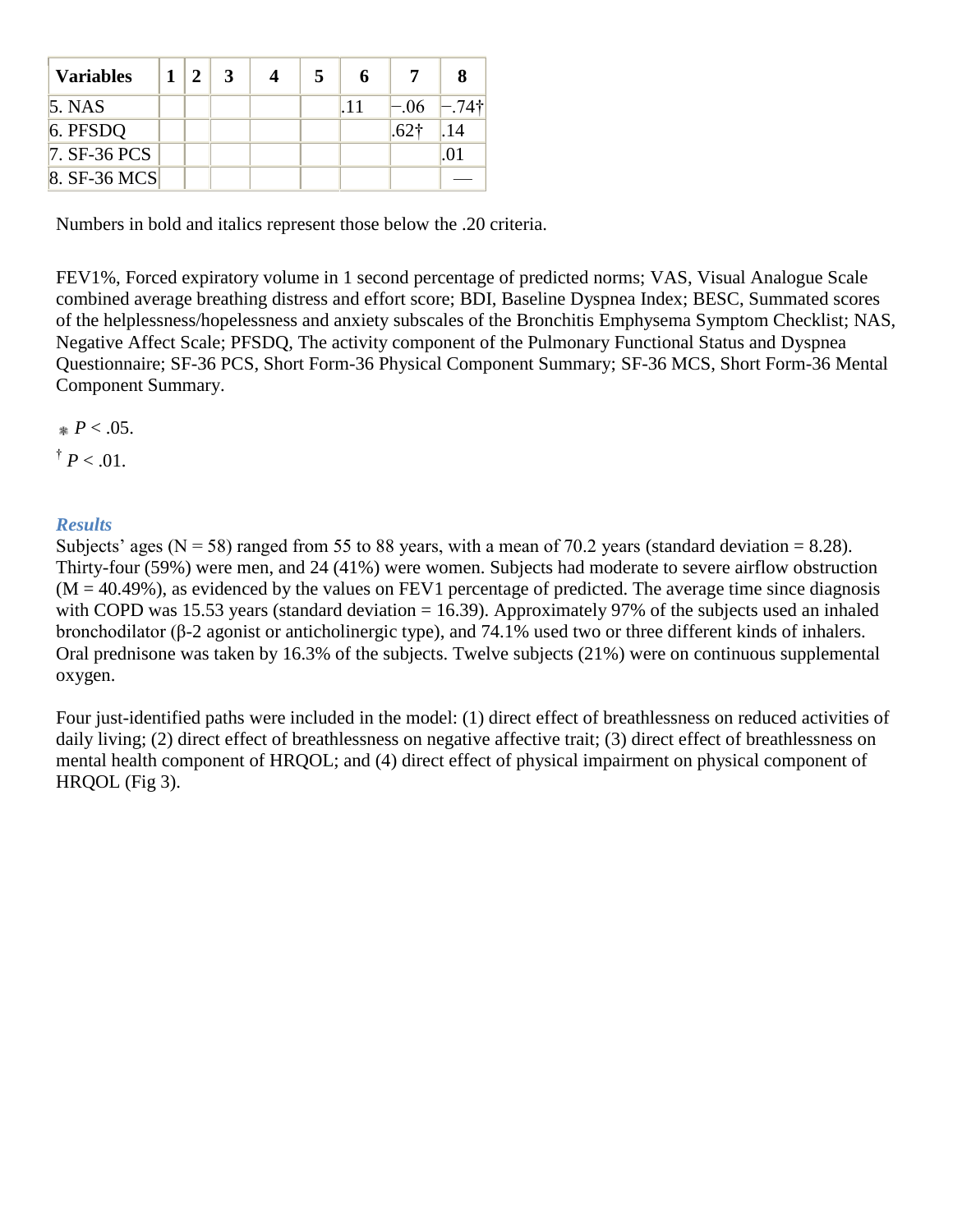| Variables | 1 | 2 | 3 | 4 | 5 | 6 | 7 | 8 |
|---|---|---|---|---|---|---|---|---|
| 5. NAS | | | | | | .11 | −.06 | −.74† |
| 6. PFSDQ | | | | | | | .62† | .14 |
| 7. SF-36 PCS | | | | | | | | .01 |
| 8. SF-36 MCS | | | | | | | | — |

Numbers in bold and italics represent those below the .20 criteria.

FEV1%, Forced expiratory volume in 1 second percentage of predicted norms; VAS, Visual Analogue Scale combined average breathing distress and effort score; BDI, Baseline Dyspnea Index; BESC, Summated scores of the helplessness/hopelessness and anxiety subscales of the Bronchitis Emphysema Symptom Checklist; NAS, Negative Affect Scale; PFSDQ, The activity component of the Pulmonary Functional Status and Dyspnea Questionnaire; SF-36 PCS, Short Form-36 Physical Component Summary; SF-36 MCS, Short Form-36 Mental Component Summary.

\* $P < .05$.

† $P < .01$.

### *Results*

Subjects' ages (N = 58) ranged from 55 to 88 years, with a mean of 70.2 years (standard deviation = 8.28). Thirty-four (59%) were men, and 24 (41%) were women. Subjects had moderate to severe airflow obstruction (M = 40.49%), as evidenced by the values on FEV1 percentage of predicted. The average time since diagnosis with COPD was 15.53 years (standard deviation = 16.39). Approximately 97% of the subjects used an inhaled bronchodilator (β-2 agonist or anticholinergic type), and 74.1% used two or three different kinds of inhalers. Oral prednisone was taken by 16.3% of the subjects. Twelve subjects (21%) were on continuous supplemental oxygen.

Four just-identified paths were included in the model: (1) direct effect of breathlessness on reduced activities of daily living; (2) direct effect of breathlessness on negative affective trait; (3) direct effect of breathlessness on mental health component of HRQOL; and (4) direct effect of physical impairment on physical component of HRQOL (Fig 3).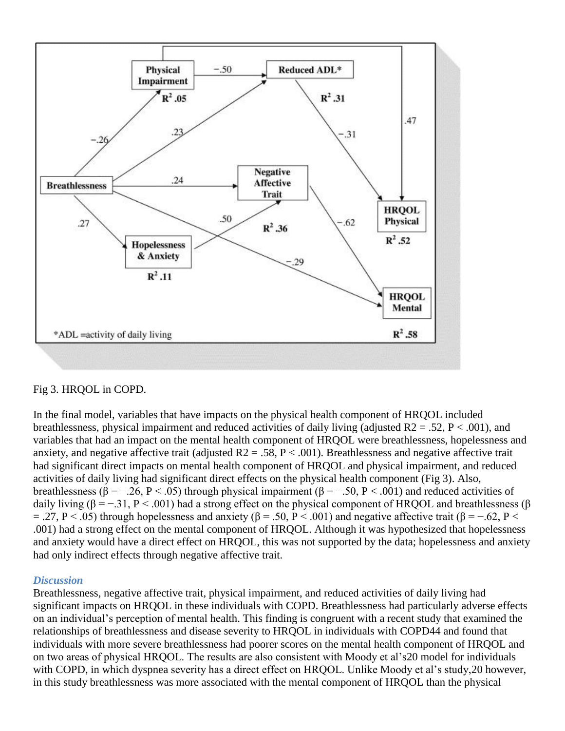Fig 3. HRQOL in COPD.

In the final model, variables that have impacts on the physical health component of HRQOL included breathlessness, physical impairment and reduced activities of daily living (adjusted $R2 = .52$, $P < .001$), and variables that had an impact on the mental health component of HRQOL were breathlessness, hopelessness and anxiety, and negative affective trait (adjusted $R2 = .58$, $P < .001$). Breathlessness and negative affective trait had significant direct impacts on mental health component of HRQOL and physical impairment, and reduced activities of daily living had significant direct effects on the physical health component (Fig 3). Also, breathlessness ($\beta = -.26$, $P < .05$) through physical impairment ($\beta = -.50$, $P < .001$) and reduced activities of daily living ($\beta = -.31$, $P < .001$) had a strong effect on the physical component of HRQOL and breathlessness ($\beta = .27$, $P < .05$) through hopelessness and anxiety ($\beta = .50$, $P < .001$) and negative affective trait ($\beta = -.62$, $P < .001$) had a strong effect on the mental component of HRQOL. Although it was hypothesized that hopelessness and anxiety would have a direct effect on HRQOL, this was not supported by the data; hopelessness and anxiety had only indirect effects through negative affective trait.

### *Discussion*

Breathlessness, negative affective trait, physical impairment, and reduced activities of daily living had significant impacts on HRQOL in these individuals with COPD. Breathlessness had particularly adverse effects on an individual's perception of mental health. This finding is congruent with a recent study that examined the relationships of breathlessness and disease severity to HRQOL in individuals with COPD[44] and found that individuals with more severe breathlessness had poorer scores on the mental health component of HRQOL and on two areas of physical HRQOL. The results are also consistent with Moody et al's[20] model for individuals with COPD, in which dyspnea severity has a direct effect on HRQOL. Unlike Moody et al's study,[20] however, in this study breathlessness was more associated with the mental component of HRQOL than the physical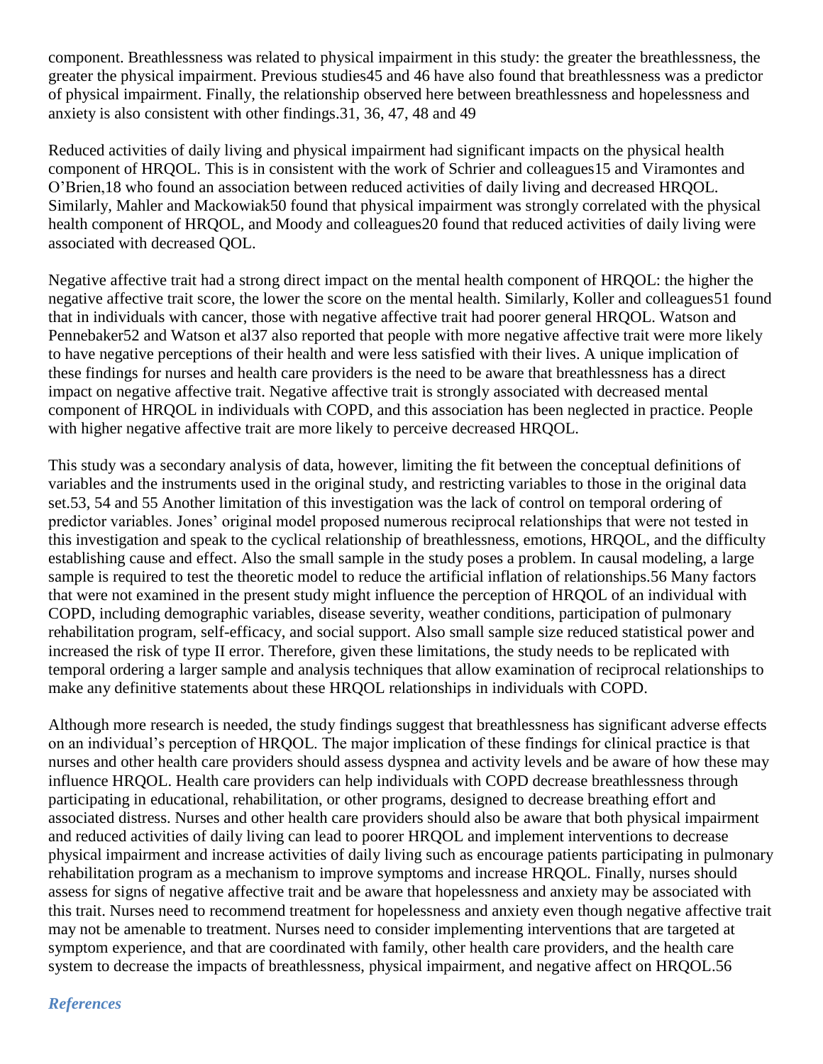component. Breathlessness was related to physical impairment in this study: the greater the breathlessness, the greater the physical impairment. Previous studies45 and 46 have also found that breathlessness was a predictor of physical impairment. Finally, the relationship observed here between breathlessness and hopelessness and anxiety is also consistent with other findings.31, 36, 47, 48 and 49

Reduced activities of daily living and physical impairment had significant impacts on the physical health component of HRQOL. This is in consistent with the work of Schrier and colleagues15 and Viramontes and O'Brien,18 who found an association between reduced activities of daily living and decreased HRQOL. Similarly, Mahler and Mackowiak50 found that physical impairment was strongly correlated with the physical health component of HRQOL, and Moody and colleagues20 found that reduced activities of daily living were associated with decreased QOL.

Negative affective trait had a strong direct impact on the mental health component of HRQOL: the higher the negative affective trait score, the lower the score on the mental health. Similarly, Koller and colleagues51 found that in individuals with cancer, those with negative affective trait had poorer general HRQOL. Watson and Pennebaker52 and Watson et al37 also reported that people with more negative affective trait were more likely to have negative perceptions of their health and were less satisfied with their lives. A unique implication of these findings for nurses and health care providers is the need to be aware that breathlessness has a direct impact on negative affective trait. Negative affective trait is strongly associated with decreased mental component of HRQOL in individuals with COPD, and this association has been neglected in practice. People with higher negative affective trait are more likely to perceive decreased HRQOL.

This study was a secondary analysis of data, however, limiting the fit between the conceptual definitions of variables and the instruments used in the original study, and restricting variables to those in the original data set.53, 54 and 55 Another limitation of this investigation was the lack of control on temporal ordering of predictor variables. Jones' original model proposed numerous reciprocal relationships that were not tested in this investigation and speak to the cyclical relationship of breathlessness, emotions, HRQOL, and the difficulty establishing cause and effect. Also the small sample in the study poses a problem. In causal modeling, a large sample is required to test the theoretic model to reduce the artificial inflation of relationships.56 Many factors that were not examined in the present study might influence the perception of HRQOL of an individual with COPD, including demographic variables, disease severity, weather conditions, participation of pulmonary rehabilitation program, self-efficacy, and social support. Also small sample size reduced statistical power and increased the risk of type II error. Therefore, given these limitations, the study needs to be replicated with temporal ordering a larger sample and analysis techniques that allow examination of reciprocal relationships to make any definitive statements about these HRQOL relationships in individuals with COPD.

Although more research is needed, the study findings suggest that breathlessness has significant adverse effects on an individual's perception of HRQOL. The major implication of these findings for clinical practice is that nurses and other health care providers should assess dyspnea and activity levels and be aware of how these may influence HRQOL. Health care providers can help individuals with COPD decrease breathlessness through participating in educational, rehabilitation, or other programs, designed to decrease breathing effort and associated distress. Nurses and other health care providers should also be aware that both physical impairment and reduced activities of daily living can lead to poorer HRQOL and implement interventions to decrease physical impairment and increase activities of daily living such as encourage patients participating in pulmonary rehabilitation program as a mechanism to improve symptoms and increase HRQOL. Finally, nurses should assess for signs of negative affective trait and be aware that hopelessness and anxiety may be associated with this trait. Nurses need to recommend treatment for hopelessness and anxiety even though negative affective trait may not be amenable to treatment. Nurses need to consider implementing interventions that are targeted at symptom experience, and that are coordinated with family, other health care providers, and the health care system to decrease the impacts of breathlessness, physical impairment, and negative affect on HRQOL.56

## *References*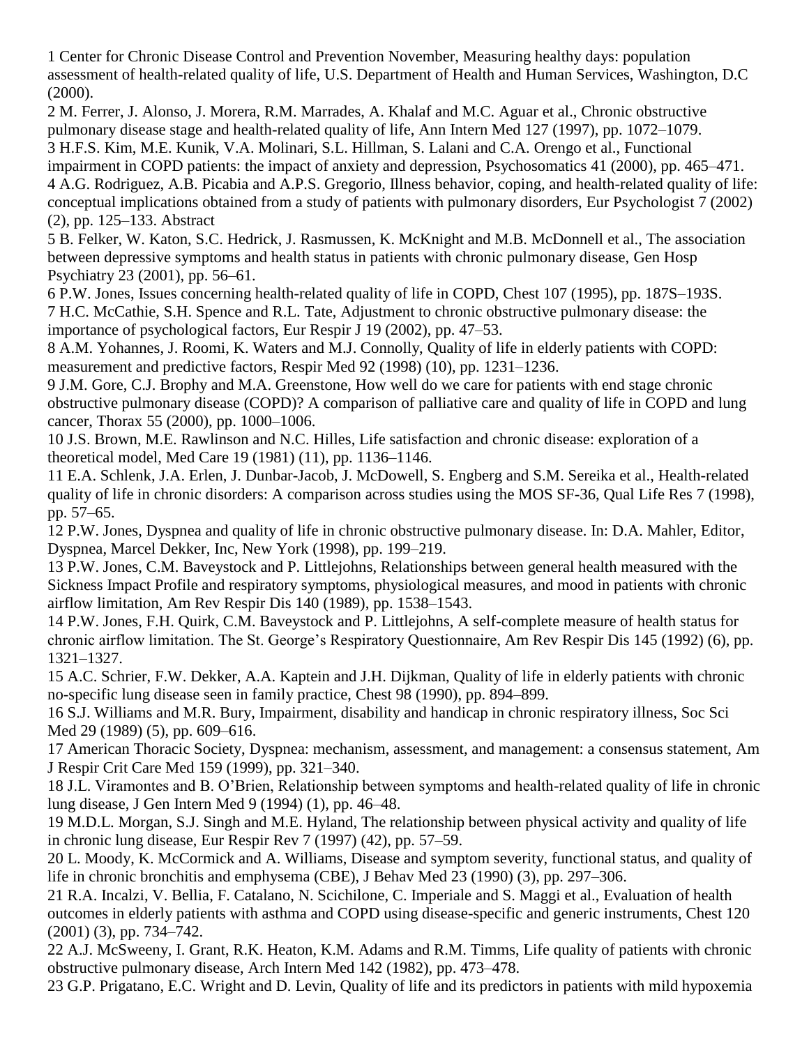1 Center for Chronic Disease Control and Prevention November, Measuring healthy days: population assessment of health-related quality of life, U.S. Department of Health and Human Services, Washington, D.C (2000).

2 M. Ferrer, J. Alonso, J. Morera, R.M. Marrades, A. Khalaf and M.C. Aguar et al., Chronic obstructive pulmonary disease stage and health-related quality of life, Ann Intern Med 127 (1997), pp. 1072–1079.

3 H.F.S. Kim, M.E. Kunik, V.A. Molinari, S.L. Hillman, S. Lalani and C.A. Orengo et al., Functional impairment in COPD patients: the impact of anxiety and depression, Psychosomatics 41 (2000), pp. 465–471.

4 A.G. Rodriguez, A.B. Picabia and A.P.S. Gregorio, Illness behavior, coping, and health-related quality of life: conceptual implications obtained from a study of patients with pulmonary disorders, Eur Psychologist 7 (2002) (2), pp. 125–133. Abstract

5 B. Felker, W. Katon, S.C. Hedrick, J. Rasmussen, K. McKnight and M.B. McDonnell et al., The association between depressive symptoms and health status in patients with chronic pulmonary disease, Gen Hosp Psychiatry 23 (2001), pp. 56–61.

6 P.W. Jones, Issues concerning health-related quality of life in COPD, Chest 107 (1995), pp. 187S–193S.

7 H.C. McCathie, S.H. Spence and R.L. Tate, Adjustment to chronic obstructive pulmonary disease: the importance of psychological factors, Eur Respir J 19 (2002), pp. 47–53.

8 A.M. Yohannes, J. Roomi, K. Waters and M.J. Connolly, Quality of life in elderly patients with COPD: measurement and predictive factors, Respir Med 92 (1998) (10), pp. 1231–1236.

9 J.M. Gore, C.J. Brophy and M.A. Greenstone, How well do we care for patients with end stage chronic obstructive pulmonary disease (COPD)? A comparison of palliative care and quality of life in COPD and lung cancer, Thorax 55 (2000), pp. 1000–1006.

10 J.S. Brown, M.E. Rawlinson and N.C. Hilles, Life satisfaction and chronic disease: exploration of a theoretical model, Med Care 19 (1981) (11), pp. 1136–1146.

11 E.A. Schlenk, J.A. Erlen, J. Dunbar-Jacob, J. McDowell, S. Engberg and S.M. Sereika et al., Health-related quality of life in chronic disorders: A comparison across studies using the MOS SF-36, Qual Life Res 7 (1998), pp. 57–65.

12 P.W. Jones, Dyspnea and quality of life in chronic obstructive pulmonary disease. In: D.A. Mahler, Editor, Dyspnea, Marcel Dekker, Inc, New York (1998), pp. 199–219.

13 P.W. Jones, C.M. Baveystock and P. Littlejohns, Relationships between general health measured with the Sickness Impact Profile and respiratory symptoms, physiological measures, and mood in patients with chronic airflow limitation, Am Rev Respir Dis 140 (1989), pp. 1538–1543.

14 P.W. Jones, F.H. Quirk, C.M. Baveystock and P. Littlejohns, A self-complete measure of health status for chronic airflow limitation. The St. George's Respiratory Questionnaire, Am Rev Respir Dis 145 (1992) (6), pp. 1321–1327.

15 A.C. Schrier, F.W. Dekker, A.A. Kaptein and J.H. Dijkman, Quality of life in elderly patients with chronic no-specific lung disease seen in family practice, Chest 98 (1990), pp. 894–899.

16 S.J. Williams and M.R. Bury, Impairment, disability and handicap in chronic respiratory illness, Soc Sci Med 29 (1989) (5), pp. 609–616.

17 American Thoracic Society, Dyspnea: mechanism, assessment, and management: a consensus statement, Am J Respir Crit Care Med 159 (1999), pp. 321–340.

18 J.L. Viramontes and B. O'Brien, Relationship between symptoms and health-related quality of life in chronic lung disease, J Gen Intern Med 9 (1994) (1), pp. 46–48.

19 M.D.L. Morgan, S.J. Singh and M.E. Hyland, The relationship between physical activity and quality of life in chronic lung disease, Eur Respir Rev 7 (1997) (42), pp. 57–59.

20 L. Moody, K. McCormick and A. Williams, Disease and symptom severity, functional status, and quality of life in chronic bronchitis and emphysema (CBE), J Behav Med 23 (1990) (3), pp. 297–306.

21 R.A. Incalzi, V. Bellia, F. Catalano, N. Scichilone, C. Imperiale and S. Maggi et al., Evaluation of health outcomes in elderly patients with asthma and COPD using disease-specific and generic instruments, Chest 120 (2001) (3), pp. 734–742.

22 A.J. McSweeny, I. Grant, R.K. Heaton, K.M. Adams and R.M. Timms, Life quality of patients with chronic obstructive pulmonary disease, Arch Intern Med 142 (1982), pp. 473–478.

23 G.P. Prigatano, E.C. Wright and D. Levin, Quality of life and its predictors in patients with mild hypoxemia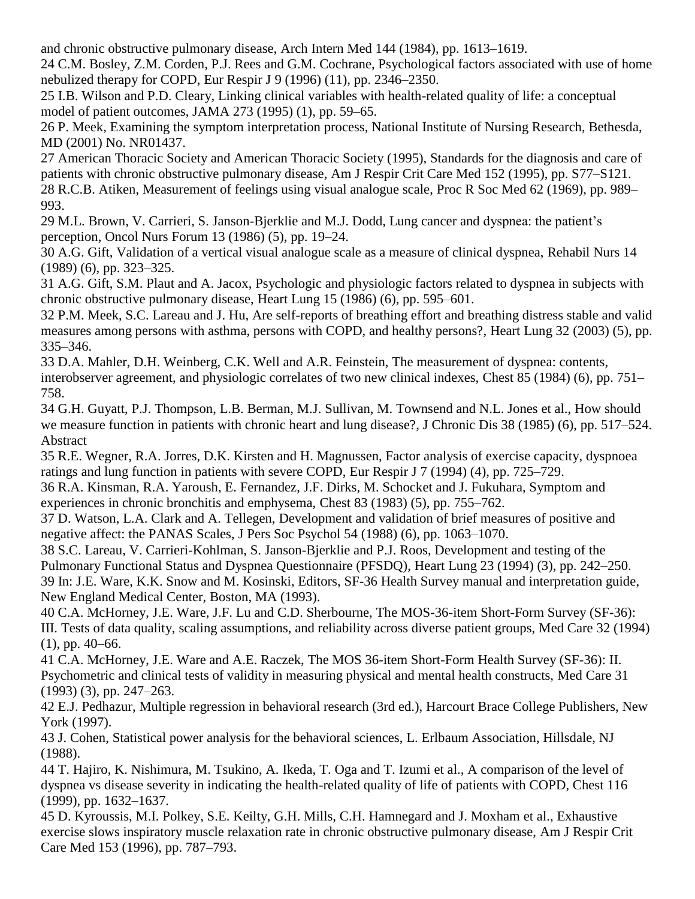and chronic obstructive pulmonary disease, Arch Intern Med 144 (1984), pp. 1613–1619.

24 C.M. Bosley, Z.M. Corden, P.J. Rees and G.M. Cochrane, Psychological factors associated with use of home nebulized therapy for COPD, Eur Respir J 9 (1996) (11), pp. 2346–2350.

25 I.B. Wilson and P.D. Cleary, Linking clinical variables with health-related quality of life: a conceptual model of patient outcomes, JAMA 273 (1995) (1), pp. 59–65.

26 P. Meek, Examining the symptom interpretation process, National Institute of Nursing Research, Bethesda, MD (2001) No. NR01437.

27 American Thoracic Society and American Thoracic Society (1995), Standards for the diagnosis and care of patients with chronic obstructive pulmonary disease, Am J Respir Crit Care Med 152 (1995), pp. S77–S121.

28 R.C.B. Atiken, Measurement of feelings using visual analogue scale, Proc R Soc Med 62 (1969), pp. 989–993.

29 M.L. Brown, V. Carrieri, S. Janson-Bjerklie and M.J. Dodd, Lung cancer and dyspnea: the patient's perception, Oncol Nurs Forum 13 (1986) (5), pp. 19–24.

30 A.G. Gift, Validation of a vertical visual analogue scale as a measure of clinical dyspnea, Rehabil Nurs 14 (1989) (6), pp. 323–325.

31 A.G. Gift, S.M. Plaut and A. Jacox, Psychologic and physiologic factors related to dyspnea in subjects with chronic obstructive pulmonary disease, Heart Lung 15 (1986) (6), pp. 595–601.

32 P.M. Meek, S.C. Lareau and J. Hu, Are self-reports of breathing effort and breathing distress stable and valid measures among persons with asthma, persons with COPD, and healthy persons?, Heart Lung 32 (2003) (5), pp. 335–346.

33 D.A. Mahler, D.H. Weinberg, C.K. Well and A.R. Feinstein, The measurement of dyspnea: contents, interobserver agreement, and physiologic correlates of two new clinical indexes, Chest 85 (1984) (6), pp. 751–758.

34 G.H. Guyatt, P.J. Thompson, L.B. Berman, M.J. Sullivan, M. Townsend and N.L. Jones et al., How should we measure function in patients with chronic heart and lung disease?, J Chronic Dis 38 (1985) (6), pp. 517–524. Abstract

35 R.E. Wegner, R.A. Jorres, D.K. Kirsten and H. Magnussen, Factor analysis of exercise capacity, dyspnoea ratings and lung function in patients with severe COPD, Eur Respir J 7 (1994) (4), pp. 725–729.

36 R.A. Kinsman, R.A. Yaroush, E. Fernandez, J.F. Dirks, M. Schocket and J. Fukuhara, Symptom and experiences in chronic bronchitis and emphysema, Chest 83 (1983) (5), pp. 755–762.

37 D. Watson, L.A. Clark and A. Tellegen, Development and validation of brief measures of positive and negative affect: the PANAS Scales, J Pers Soc Psychol 54 (1988) (6), pp. 1063–1070.

38 S.C. Lareau, V. Carrieri-Kohlman, S. Janson-Bjerklie and P.J. Roos, Development and testing of the Pulmonary Functional Status and Dyspnea Questionnaire (PFSDQ), Heart Lung 23 (1994) (3), pp. 242–250.

39 In: J.E. Ware, K.K. Snow and M. Kosinski, Editors, SF-36 Health Survey manual and interpretation guide, New England Medical Center, Boston, MA (1993).

40 C.A. McHorney, J.E. Ware, J.F. Lu and C.D. Sherbourne, The MOS-36-item Short-Form Survey (SF-36): III. Tests of data quality, scaling assumptions, and reliability across diverse patient groups, Med Care 32 (1994) (1), pp. 40–66.

41 C.A. McHorney, J.E. Ware and A.E. Raczek, The MOS 36-item Short-Form Health Survey (SF-36): II. Psychometric and clinical tests of validity in measuring physical and mental health constructs, Med Care 31 (1993) (3), pp. 247–263.

42 E.J. Pedhazur, Multiple regression in behavioral research (3rd ed.), Harcourt Brace College Publishers, New York (1997).

43 J. Cohen, Statistical power analysis for the behavioral sciences, L. Erlbaum Association, Hillsdale, NJ (1988).

44 T. Hajiro, K. Nishimura, M. Tsukino, A. Ikeda, T. Oga and T. Izumi et al., A comparison of the level of dyspnea vs disease severity in indicating the health-related quality of life of patients with COPD, Chest 116 (1999), pp. 1632–1637.

45 D. Kyroussis, M.I. Polkey, S.E. Keilty, G.H. Mills, C.H. Hamnegard and J. Moxham et al., Exhaustive exercise slows inspiratory muscle relaxation rate in chronic obstructive pulmonary disease, Am J Respir Crit Care Med 153 (1996), pp. 787–793.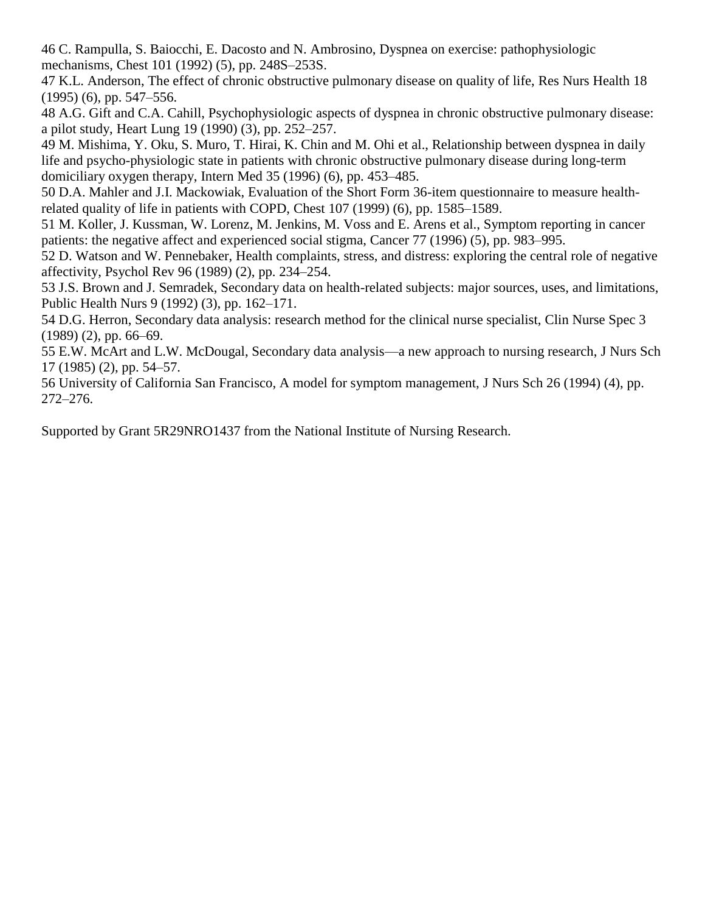46 C. Rampulla, S. Baiocchi, E. Dacosto and N. Ambrosino, Dyspnea on exercise: pathophysiologic mechanisms, Chest 101 (1992) (5), pp. 248S–253S.

47 K.L. Anderson, The effect of chronic obstructive pulmonary disease on quality of life, Res Nurs Health 18 (1995) (6), pp. 547–556.

48 A.G. Gift and C.A. Cahill, Psychophysiologic aspects of dyspnea in chronic obstructive pulmonary disease: a pilot study, Heart Lung 19 (1990) (3), pp. 252–257.

49 M. Mishima, Y. Oku, S. Muro, T. Hirai, K. Chin and M. Ohi et al., Relationship between dyspnea in daily life and psycho-physiologic state in patients with chronic obstructive pulmonary disease during long-term domiciliary oxygen therapy, Intern Med 35 (1996) (6), pp. 453–485.

50 D.A. Mahler and J.I. Mackowiak, Evaluation of the Short Form 36-item questionnaire to measure health-related quality of life in patients with COPD, Chest 107 (1999) (6), pp. 1585–1589.

51 M. Koller, J. Kussman, W. Lorenz, M. Jenkins, M. Voss and E. Arens et al., Symptom reporting in cancer patients: the negative affect and experienced social stigma, Cancer 77 (1996) (5), pp. 983–995.

52 D. Watson and W. Pennebaker, Health complaints, stress, and distress: exploring the central role of negative affectivity, Psychol Rev 96 (1989) (2), pp. 234–254.

53 J.S. Brown and J. Semradek, Secondary data on health-related subjects: major sources, uses, and limitations, Public Health Nurs 9 (1992) (3), pp. 162–171.

54 D.G. Herron, Secondary data analysis: research method for the clinical nurse specialist, Clin Nurse Spec 3 (1989) (2), pp. 66–69.

55 E.W. McArt and L.W. McDougal, Secondary data analysis—a new approach to nursing research, J Nurs Sch 17 (1985) (2), pp. 54–57.

56 University of California San Francisco, A model for symptom management, J Nurs Sch 26 (1994) (4), pp. 272–276.

Supported by Grant 5R29NRO1437 from the National Institute of Nursing Research.